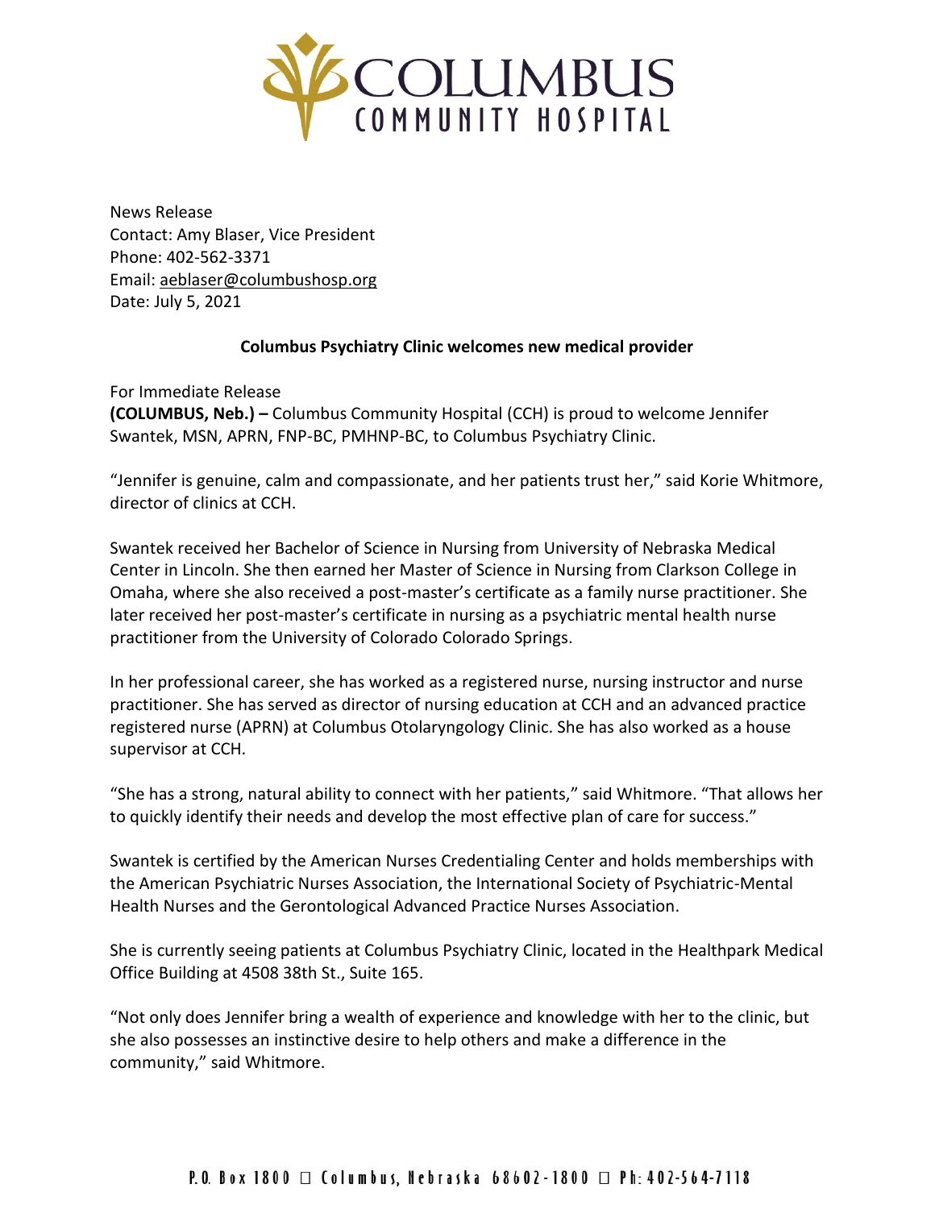# COLUMBUS COMMUNITY HOSPITAL

News Release
Contact: Amy Blaser, Vice President
Phone: 402-562-3371
Email: aeblaser@columbushosp.org
Date: July 5, 2021

**Columbus Psychiatry Clinic welcomes new medical provider**

For Immediate Release
**(COLUMBUS, Neb.) –** Columbus Community Hospital (CCH) is proud to welcome Jennifer Swantek, MSN, APRN, FNP-BC, PMHNP-BC, to Columbus Psychiatry Clinic.

"Jennifer is genuine, calm and compassionate, and her patients trust her," said Korie Whitmore, director of clinics at CCH.

Swantek received her Bachelor of Science in Nursing from University of Nebraska Medical Center in Lincoln. She then earned her Master of Science in Nursing from Clarkson College in Omaha, where she also received a post-master's certificate as a family nurse practitioner. She later received her post-master's certificate in nursing as a psychiatric mental health nurse practitioner from the University of Colorado Colorado Springs.

In her professional career, she has worked as a registered nurse, nursing instructor and nurse practitioner. She has served as director of nursing education at CCH and an advanced practice registered nurse (APRN) at Columbus Otolaryngology Clinic. She has also worked as a house supervisor at CCH.

"She has a strong, natural ability to connect with her patients," said Whitmore. "That allows her to quickly identify their needs and develop the most effective plan of care for success."

Swantek is certified by the American Nurses Credentialing Center and holds memberships with the American Psychiatric Nurses Association, the International Society of Psychiatric-Mental Health Nurses and the Gerontological Advanced Practice Nurses Association.

She is currently seeing patients at Columbus Psychiatry Clinic, located in the Healthpark Medical Office Building at 4508 38th St., Suite 165.

"Not only does Jennifer bring a wealth of experience and knowledge with her to the clinic, but she also possesses an instinctive desire to help others and make a difference in the community," said Whitmore.

P.O. Box 1800 □ Columbus, Nebraska 68602-1800 □ Ph: 402-564-7118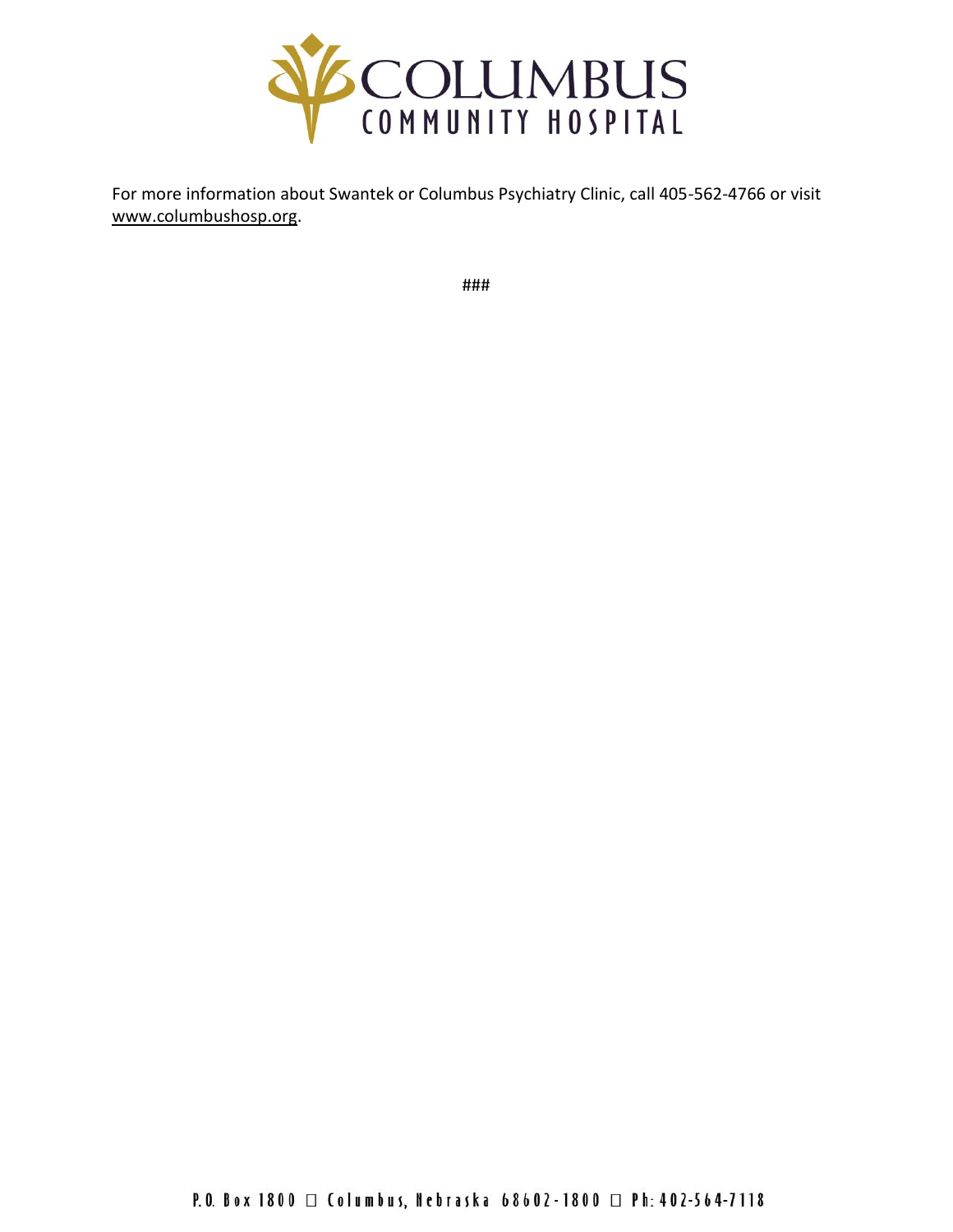For more information about Swantek or Columbus Psychiatry Clinic, call 405-562-4766 or visit www.columbushosp.org.

###